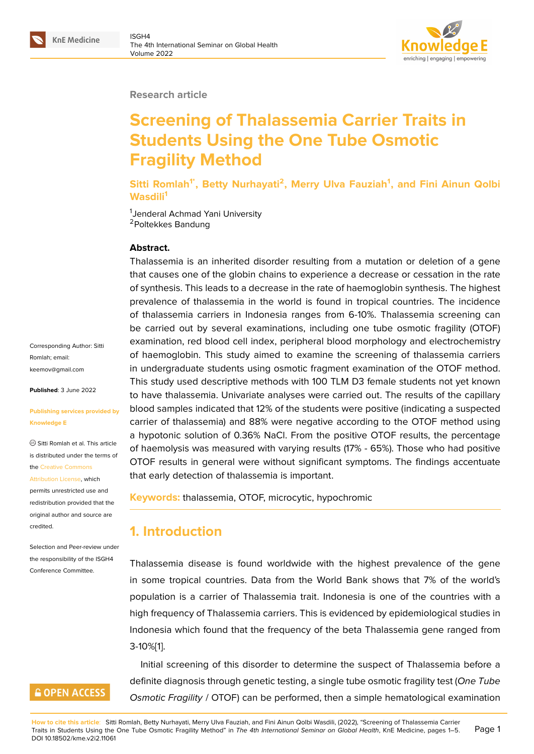Research article

# Screening of Thalassemia Carrier Traits in Students Using the One Tube Osmotic Fragility Method

**Sitti Romlah[1*], Betty Nurhayati[2], Merry Ulva Fauziah[1], and Fini Ainun Qolbi Wasdili[1]**

[1]Jenderal Achmad Yani University
[2]Poltekkes Bandung

Corresponding Author: Sitti Romlah; email: keemov@gmail.com

**Published**: 3 June 2022

**Publishing services provided by Knowledge E**

© Sitti Romlah et al. This article is distributed under the terms of the Creative Commons Attribution License, which permits unrestricted use and redistribution provided that the original author and source are credited.

Selection and Peer-review under the responsibility of the ISGH4 Conference Committee.

**Abstract.**
Thalassemia is an inherited disorder resulting from a mutation or deletion of a gene that causes one of the globin chains to experience a decrease or cessation in the rate of synthesis. This leads to a decrease in the rate of haemoglobin synthesis. The highest prevalence of thalassemia in the world is found in tropical countries. The incidence of thalassemia carriers in Indonesia ranges from 6-10%. Thalassemia screening can be carried out by several examinations, including one tube osmotic fragility (OTOF) examination, red blood cell index, peripheral blood morphology and electrochemistry of haemoglobin. This study aimed to examine the screening of thalassemia carriers in undergraduate students using osmotic fragment examination of the OTOF method. This study used descriptive methods with 100 TLM D3 female students not yet known to have thalassemia. Univariate analyses were carried out. The results of the capillary blood samples indicated that 12% of the students were positive (indicating a suspected carrier of thalassemia) and 88% were negative according to the OTOF method using a hypotonic solution of 0.36% NaCl. From the positive OTOF results, the percentage of haemolysis was measured with varying results (17% - 65%). Those who had positive OTOF results in general were without significant symptoms. The findings accentuate that early detection of thalassemia is important.

**Keywords:** thalassemia, OTOF, microcytic, hypochromic

## 1. Introduction

Thalassemia disease is found worldwide with the highest prevalence of the gene in some tropical countries. Data from the World Bank shows that 7% of the world's population is a carrier of Thalassemia trait. Indonesia is one of the countries with a high frequency of Thalassemia carriers. This is evidenced by epidemiological studies in Indonesia which found that the frequency of the beta Thalassemia gene ranged from 3-10%[1].

Initial screening of this disorder to determine the suspect of Thalassemia before a definite diagnosis through genetic testing, a single tube osmotic fragility test (*One Tube Osmotic Fragility* / OTOF) can be performed, then a simple hematological examination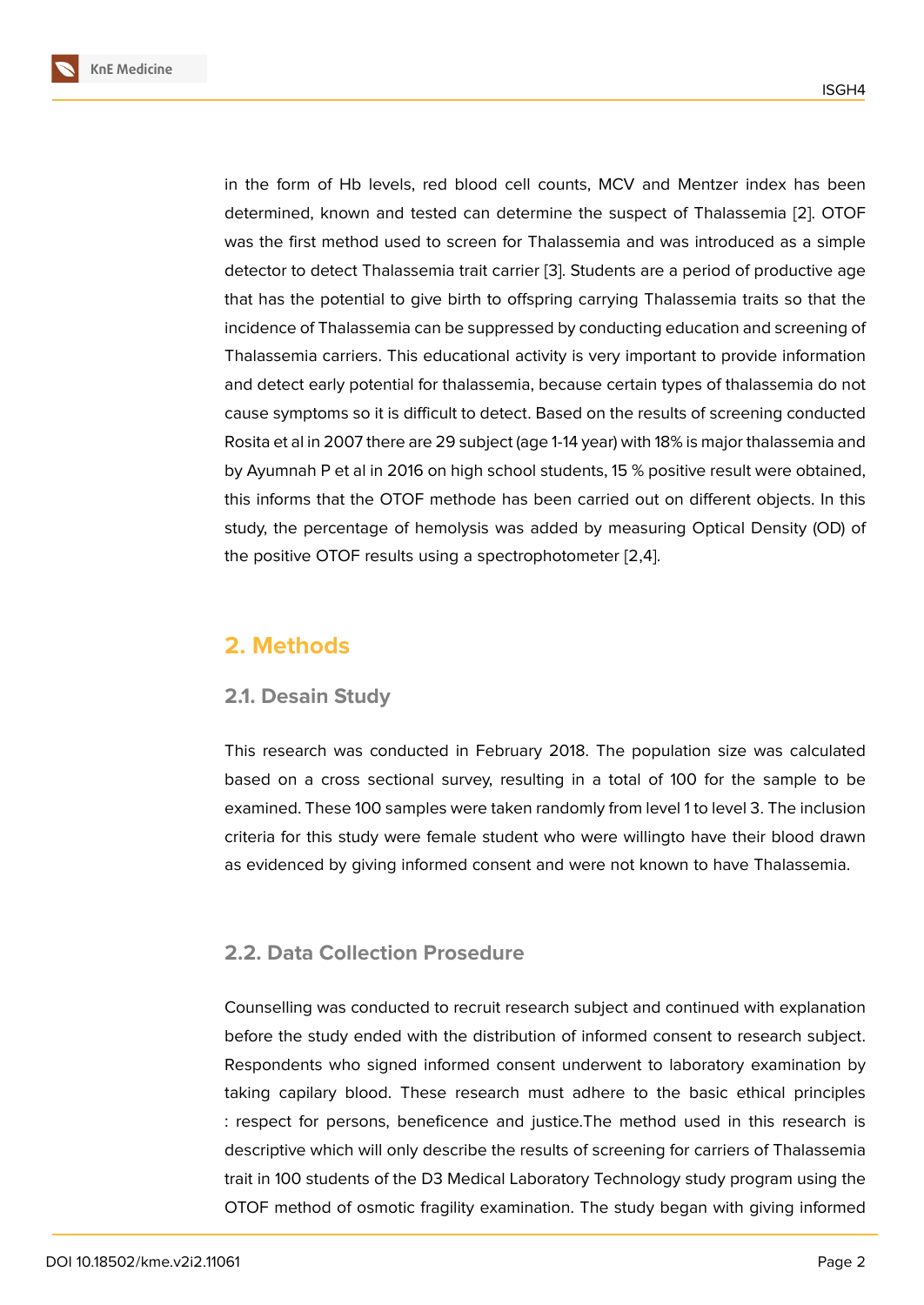in the form of Hb levels, red blood cell counts, MCV and Mentzer index has been determined, known and tested can determine the suspect of Thalassemia [2]. OTOF was the first method used to screen for Thalassemia and was introduced as a simple detector to detect Thalassemia trait carrier [3]. Students are a period of productive age that has the potential to give birth to offspring carrying Thalassemia traits so that the incidence of Thalassemia can be suppressed by conducting education and screening of Thalassemia carriers. This educational activity is very important to provide information and detect early potential for thalassemia, because certain types of thalassemia do not cause symptoms so it is difficult to detect. Based on the results of screening conducted Rosita et al in 2007 there are 29 subject (age 1-14 year) with 18% is major thalassemia and by Ayumnah P et al in 2016 on high school students, 15 % positive result were obtained, this informs that the OTOF methode has been carried out on different objects. In this study, the percentage of hemolysis was added by measuring Optical Density (OD) of the positive OTOF results using a spectrophotometer [2,4].

## 2. Methods

### 2.1. Desain Study

This research was conducted in February 2018. The population size was calculated based on a cross sectional survey, resulting in a total of 100 for the sample to be examined. These 100 samples were taken randomly from level 1 to level 3. The inclusion criteria for this study were female student who were willingto have their blood drawn as evidenced by giving informed consent and were not known to have Thalassemia.

### 2.2. Data Collection Prosedure

Counselling was conducted to recruit research subject and continued with explanation before the study ended with the distribution of informed consent to research subject. Respondents who signed informed consent underwent to laboratory examination by taking capilary blood. These research must adhere to the basic ethical principles : respect for persons, beneficence and justice.The method used in this research is descriptive which will only describe the results of screening for carriers of Thalassemia trait in 100 students of the D3 Medical Laboratory Technology study program using the OTOF method of osmotic fragility examination. The study began with giving informed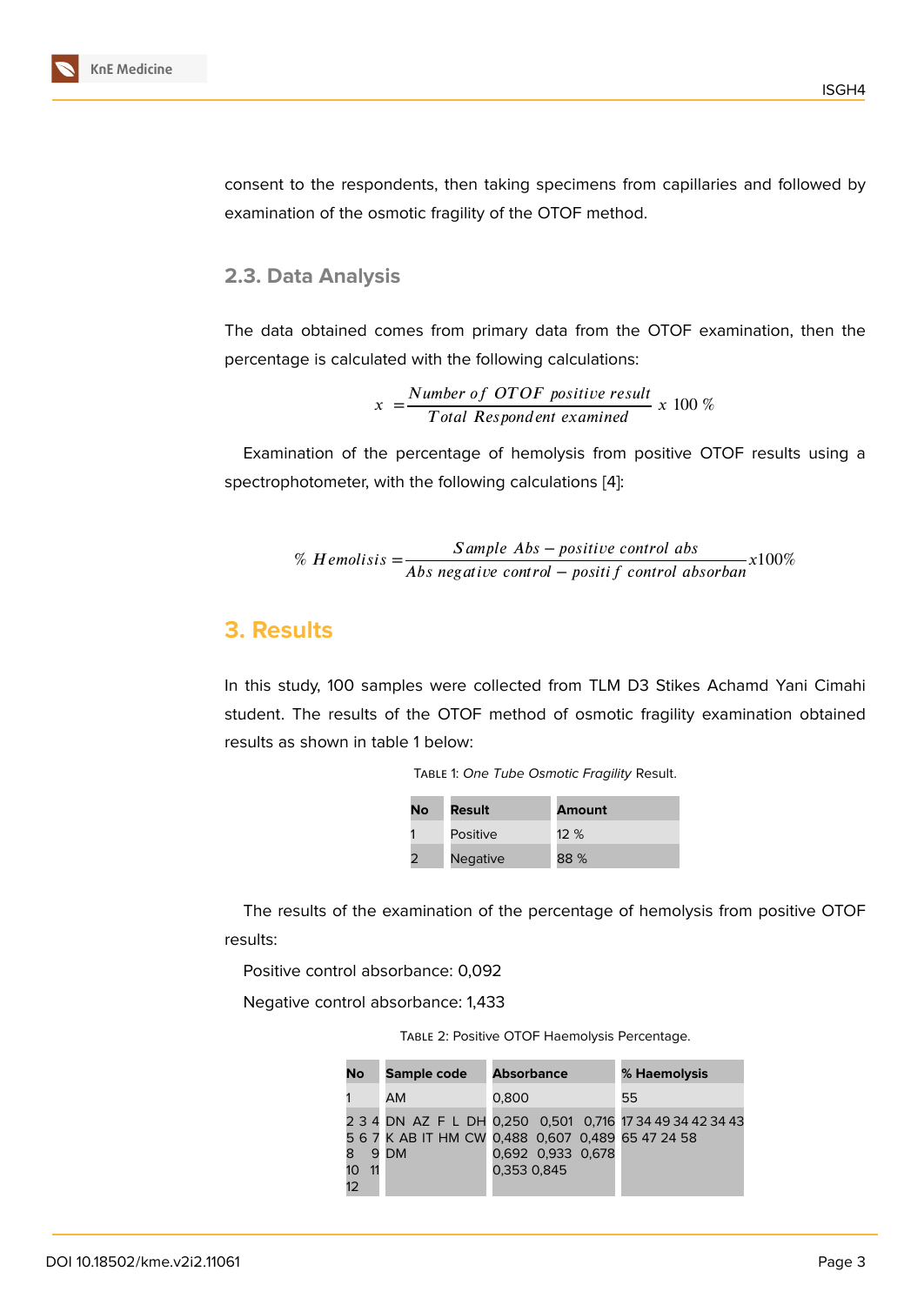consent to the respondents, then taking specimens from capillaries and followed by examination of the osmotic fragility of the OTOF method.

## 2.3. Data Analysis

The data obtained comes from primary data from the OTOF examination, then the percentage is calculated with the following calculations:

$$x = \frac{Number\ of\ OTOF\ positive\ result}{Total\ Respondent\ examined}\ x\ 100\ \%$$

Examination of the percentage of hemolysis from positive OTOF results using a spectrophotometer, with the following calculations [4]:

$$\%\ Hemolisis = \frac{Sample\ Abs - positive\ control\ abs}{Abs\ negative\ control - positif\ control\ absorban} x100\%$$

# 3. Results

In this study, 100 samples were collected from TLM D3 Stikes Achamd Yani Cimahi student. The results of the OTOF method of osmotic fragility examination obtained results as shown in table 1 below:

Table 1: *One Tube Osmotic Fragility* Result.

| No | Result | Amount |
|---|---|---|
| 1 | Positive | 12 % |
| 2 | Negative | 88 % |

The results of the examination of the percentage of hemolysis from positive OTOF results:

Positive control absorbance: 0,092

Negative control absorbance: 1,433

Table 2: Positive OTOF Haemolysis Percentage.

| No | Sample code | Absorbance | % Haemolysis |
|---|---|---|---|
| 1 | AM | 0,800 | 55 |
| 2 3 4 5 6 7 8 9 10 11 12 | DN AZ F L DH K AB IT HM CW DM | 0,250 0,501 0,716 0,488 0,607 0,489 0,692 0,933 0,678 0,353 0,845 | 17 34 49 34 42 34 43 65 47 24 58 |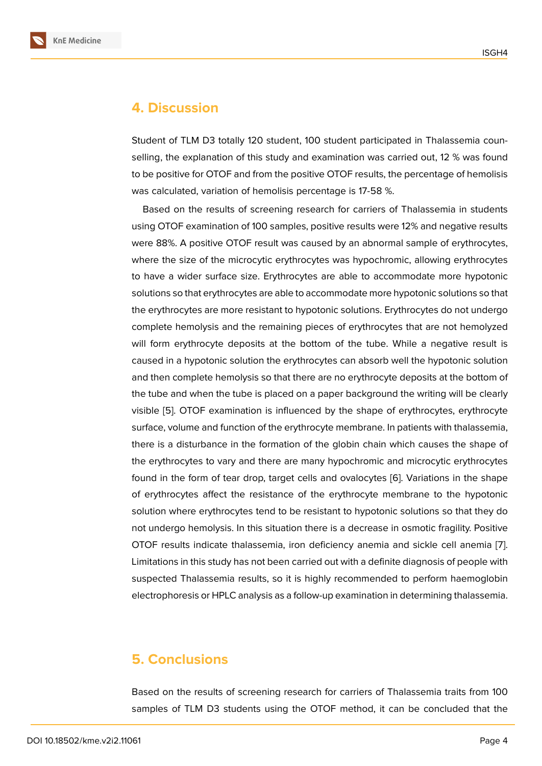## 4. Discussion

Student of TLM D3 totally 120 student, 100 student participated in Thalassemia counselling, the explanation of this study and examination was carried out, 12 % was found to be positive for OTOF and from the positive OTOF results, the percentage of hemolisis was calculated, variation of hemolisis percentage is 17-58 %.

Based on the results of screening research for carriers of Thalassemia in students using OTOF examination of 100 samples, positive results were 12% and negative results were 88%. A positive OTOF result was caused by an abnormal sample of erythrocytes, where the size of the microcytic erythrocytes was hypochromic, allowing erythrocytes to have a wider surface size. Erythrocytes are able to accommodate more hypotonic solutions so that erythrocytes are able to accommodate more hypotonic solutions so that the erythrocytes are more resistant to hypotonic solutions. Erythrocytes do not undergo complete hemolysis and the remaining pieces of erythrocytes that are not hemolyzed will form erythrocyte deposits at the bottom of the tube. While a negative result is caused in a hypotonic solution the erythrocytes can absorb well the hypotonic solution and then complete hemolysis so that there are no erythrocyte deposits at the bottom of the tube and when the tube is placed on a paper background the writing will be clearly visible [5]. OTOF examination is influenced by the shape of erythrocytes, erythrocyte surface, volume and function of the erythrocyte membrane. In patients with thalassemia, there is a disturbance in the formation of the globin chain which causes the shape of the erythrocytes to vary and there are many hypochromic and microcytic erythrocytes found in the form of tear drop, target cells and ovalocytes [6]. Variations in the shape of erythrocytes affect the resistance of the erythrocyte membrane to the hypotonic solution where erythrocytes tend to be resistant to hypotonic solutions so that they do not undergo hemolysis. In this situation there is a decrease in osmotic fragility. Positive OTOF results indicate thalassemia, iron deficiency anemia and sickle cell anemia [7]. Limitations in this study has not been carried out with a definite diagnosis of people with suspected Thalassemia results, so it is highly recommended to perform haemoglobin electrophoresis or HPLC analysis as a follow-up examination in determining thalassemia.

## 5. Conclusions

Based on the results of screening research for carriers of Thalassemia traits from 100 samples of TLM D3 students using the OTOF method, it can be concluded that the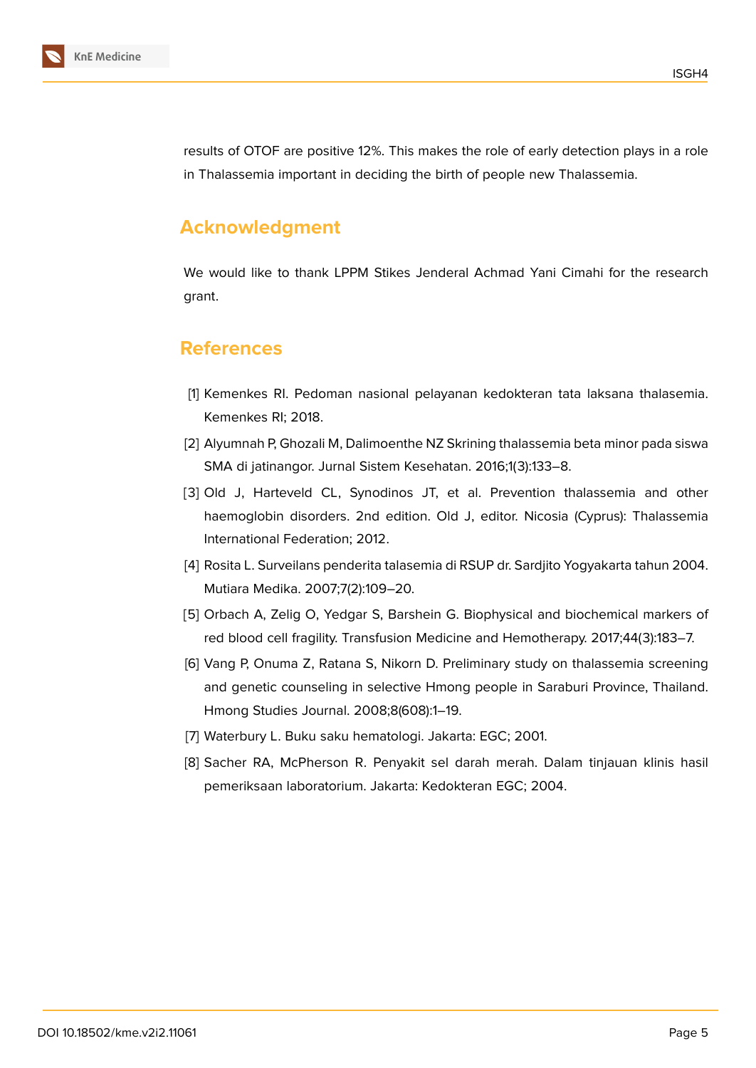results of OTOF are positive 12%. This makes the role of early detection plays in a role in Thalassemia important in deciding the birth of people new Thalassemia.

## Acknowledgment

We would like to thank LPPM Stikes Jenderal Achmad Yani Cimahi for the research grant.

## References

[1] Kemenkes RI. Pedoman nasional pelayanan kedokteran tata laksana thalasemia. Kemenkes RI; 2018.

[2] Alyumnah P, Ghozali M, Dalimoenthe NZ Skrining thalassemia beta minor pada siswa SMA di jatinangor. Jurnal Sistem Kesehatan. 2016;1(3):133–8.

[3] Old J, Harteveld CL, Synodinos JT, et al. Prevention thalassemia and other haemoglobin disorders. 2nd edition. Old J, editor. Nicosia (Cyprus): Thalassemia International Federation; 2012.

[4] Rosita L. Surveilans penderita talasemia di RSUP dr. Sardjito Yogyakarta tahun 2004. Mutiara Medika. 2007;7(2):109–20.

[5] Orbach A, Zelig O, Yedgar S, Barshein G. Biophysical and biochemical markers of red blood cell fragility. Transfusion Medicine and Hemotherapy. 2017;44(3):183–7.

[6] Vang P, Onuma Z, Ratana S, Nikorn D. Preliminary study on thalassemia screening and genetic counseling in selective Hmong people in Saraburi Province, Thailand. Hmong Studies Journal. 2008;8(608):1–19.

[7] Waterbury L. Buku saku hematologi. Jakarta: EGC; 2001.

[8] Sacher RA, McPherson R. Penyakit sel darah merah. Dalam tinjauan klinis hasil pemeriksaan laboratorium. Jakarta: Kedokteran EGC; 2004.